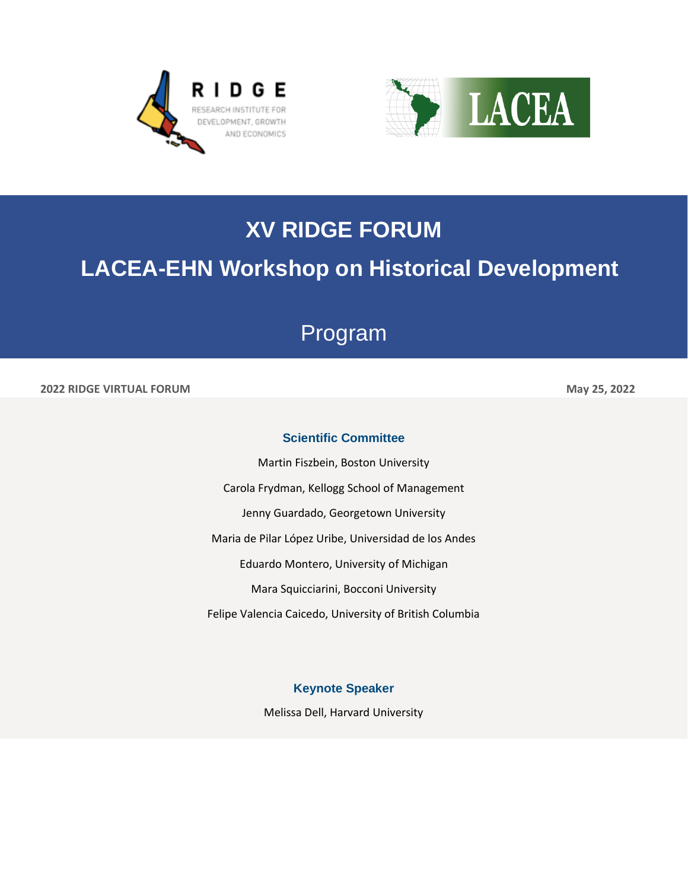# XV RIDGE FORUM

# LACEA-EHN Workshop on Historical Development

## Program

**2022 RIDGE VIRTUAL FORUM** **May 25, 2022**

### Scientific Committee

Martin Fiszbein, Boston University

Carola Frydman, Kellogg School of Management

Jenny Guardado, Georgetown University

Maria de Pilar López Uribe, Universidad de los Andes

Eduardo Montero, University of Michigan

Mara Squicciarini, Bocconi University

Felipe Valencia Caicedo, University of British Columbia

### Keynote Speaker

Melissa Dell, Harvard University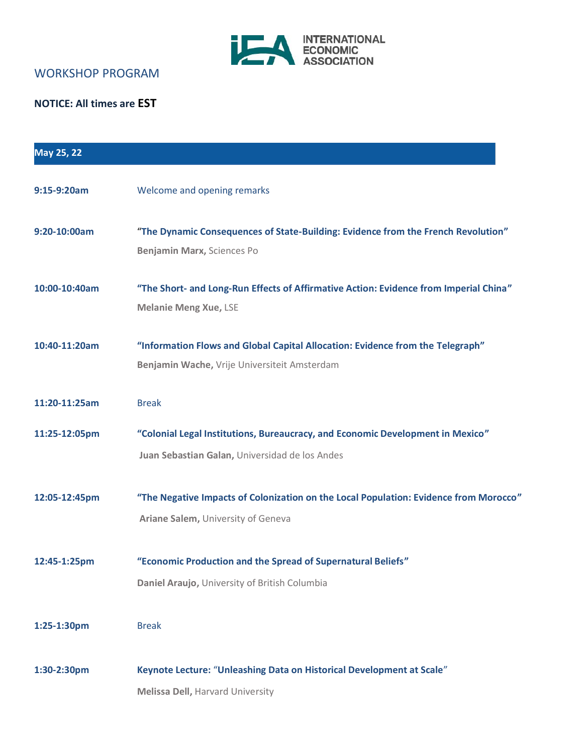INTERNATIONAL ECONOMIC ASSOCIATION

## WORKSHOP PROGRAM

**NOTICE: All times are EST**

### May 25, 22

**9:15-9:20am** Welcome and opening remarks

**9:20-10:00am** **"The Dynamic Consequences of State-Building: Evidence from the French Revolution"**
**Benjamin Marx,** Sciences Po

**10:00-10:40am** **"The Short- and Long-Run Effects of Affirmative Action: Evidence from Imperial China"**
**Melanie Meng Xue,** LSE

**10:40-11:20am** **"Information Flows and Global Capital Allocation: Evidence from the Telegraph"**
**Benjamin Wache,** Vrije Universiteit Amsterdam

**11:20-11:25am** Break

**11:25-12:05pm** **"Colonial Legal Institutions, Bureaucracy, and Economic Development in Mexico"**
**Juan Sebastian Galan,** Universidad de los Andes

**12:05-12:45pm** **"The Negative Impacts of Colonization on the Local Population: Evidence from Morocco"**
**Ariane Salem,** University of Geneva

**12:45-1:25pm** **"Economic Production and the Spread of Supernatural Beliefs"**
**Daniel Araujo,** University of British Columbia

**1:25-1:30pm** Break

**1:30-2:30pm** **Keynote Lecture: "Unleashing Data on Historical Development at Scale"**
**Melissa Dell,** Harvard University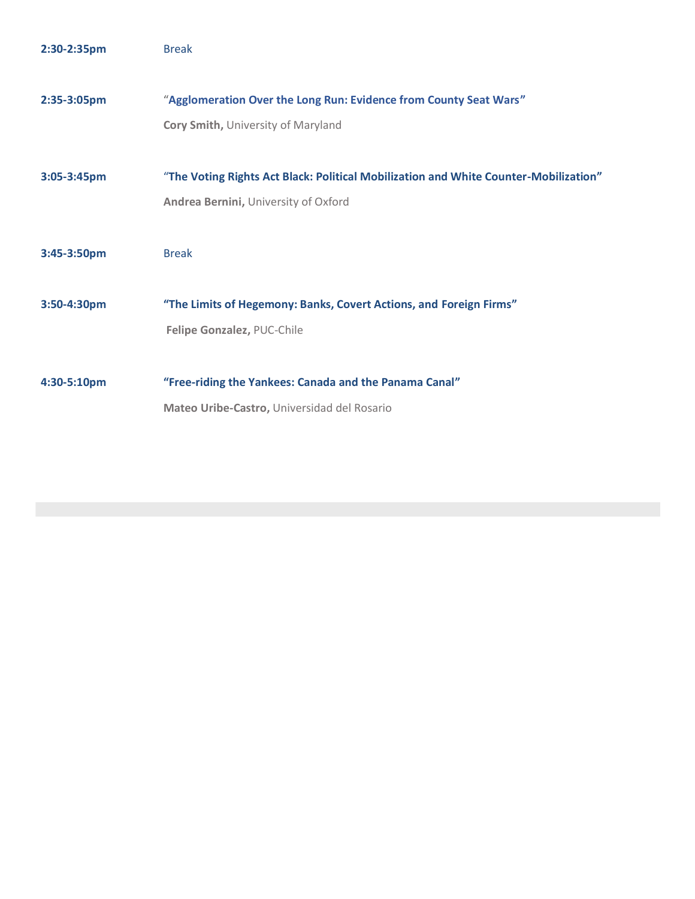**2:30-2:35pm** Break

**2:35-3:05pm** "**Agglomeration Over the Long Run: Evidence from County Seat Wars**"

**Cory Smith,** University of Maryland

**3:05-3:45pm** "**The Voting Rights Act Black: Political Mobilization and White Counter-Mobilization**"

**Andrea Bernini,** University of Oxford

**3:45-3:50pm** Break

**3:50-4:30pm** **"The Limits of Hegemony: Banks, Covert Actions, and Foreign Firms"**

**Felipe Gonzalez,** PUC-Chile

**4:30-5:10pm** **"Free-riding the Yankees: Canada and the Panama Canal"**

**Mateo Uribe-Castro,** Universidad del Rosario